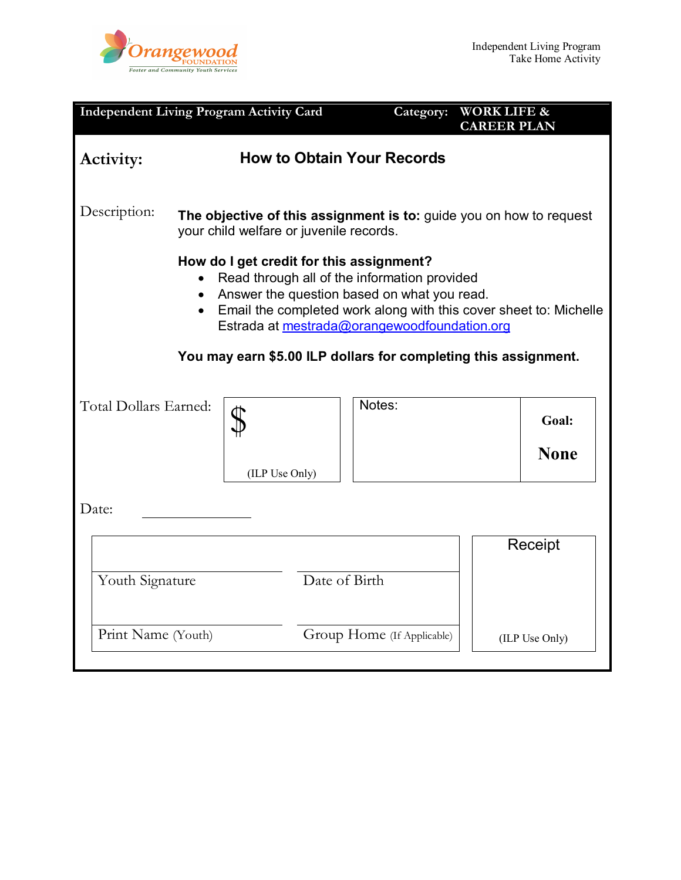Orangewood FOUNDATION
Foster and Community Youth Services

Independent Living Program
Take Home Activity

| Independent Living Program Activity Card | Category: WORK LIFE & CAREER PLAN |
|---|---|

**Activity:** **How to Obtain Your Records**

Description:

**The objective of this assignment is to:** guide you on how to request your child welfare or juvenile records.

**How do I get credit for this assignment?**

- Read through all of the information provided
- Answer the question based on what you read.
- Email the completed work along with this cover sheet to: Michelle Estrada at mestrada@orangewoodfoundation.org

**You may earn $5.00 ILP dollars for completing this assignment.**

| Total Dollars Earned: | $ (ILP Use Only) | Notes: | **Goal:** **None** |
|---|---|---|---|

Date: ____________

| Youth Signature | Date of Birth | Receipt |
|---|---|---|
| Print Name (Youth) | Group Home (If Applicable) | (ILP Use Only) |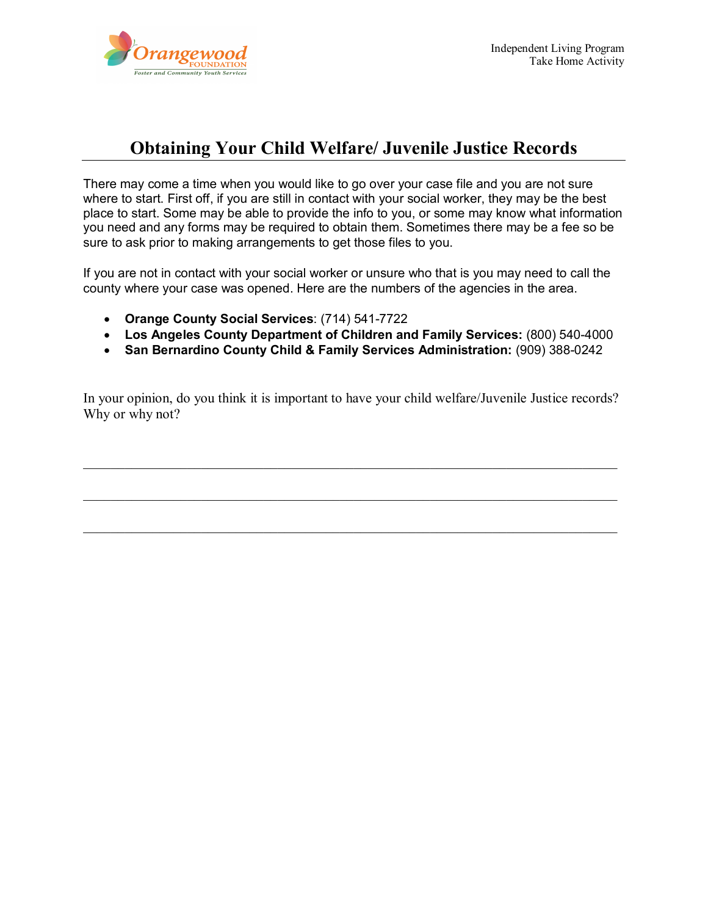Independent Living Program
Take Home Activity

# Obtaining Your Child Welfare/ Juvenile Justice Records

There may come a time when you would like to go over your case file and you are not sure where to start. First off, if you are still in contact with your social worker, they may be the best place to start. Some may be able to provide the info to you, or some may know what information you need and any forms may be required to obtain them. Sometimes there may be a fee so be sure to ask prior to making arrangements to get those files to you.

If you are not in contact with your social worker or unsure who that is you may need to call the county where your case was opened. Here are the numbers of the agencies in the area.

- **Orange County Social Services**: (714) 541-7722
- **Los Angeles County Department of Children and Family Services:** (800) 540-4000
- **San Bernardino County Child & Family Services Administration:** (909) 388-0242

In your opinion, do you think it is important to have your child welfare/Juvenile Justice records? Why or why not?

______________________________________________________________________________

______________________________________________________________________________

______________________________________________________________________________